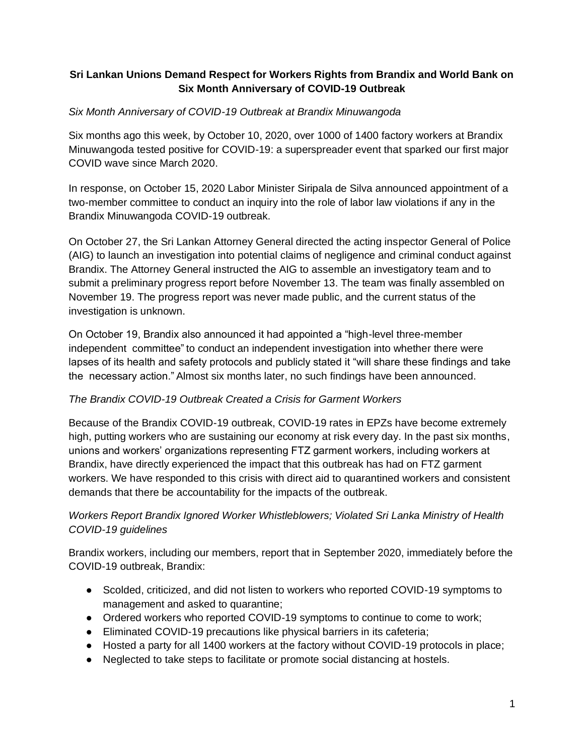# **Sri Lankan Unions Demand Respect for Workers Rights from Brandix and World Bank on Six Month Anniversary of COVID-19 Outbreak**

*Six Month Anniversary of COVID-19 Outbreak at Brandix Minuwangoda*

Six months ago this week, by October 10, 2020, over 1000 of 1400 factory workers at Brandix Minuwangoda tested positive for COVID-19: a superspreader event that sparked our first major COVID wave since March 2020.

In response, on October 15, 2020 Labor Minister Siripala de Silva announced appointment of a two-member committee to conduct an inquiry into the role of labor law violations if any in the Brandix Minuwangoda COVID-19 outbreak.

On October 27, the Sri Lankan Attorney General directed the acting inspector General of Police (AIG) to launch an investigation into potential claims of negligence and criminal conduct against Brandix. The Attorney General instructed the AIG to assemble an investigatory team and to submit a preliminary progress report before November 13. The team was finally assembled on November 19. The progress report was never made public, and the current status of the investigation is unknown.

On October 19, Brandix also announced it had appointed a "high-level three-member independent committee" to conduct an independent investigation into whether there were lapses of its health and safety protocols and publicly stated it "will share these findings and take the necessary action." Almost six months later, no such findings have been announced.

*The Brandix COVID-19 Outbreak Created a Crisis for Garment Workers*

Because of the Brandix COVID-19 outbreak, COVID-19 rates in EPZs have become extremely high, putting workers who are sustaining our economy at risk every day. In the past six months, unions and workers' organizations representing FTZ garment workers, including workers at Brandix, have directly experienced the impact that this outbreak has had on FTZ garment workers. We have responded to this crisis with direct aid to quarantined workers and consistent demands that there be accountability for the impacts of the outbreak.

*Workers Report Brandix Ignored Worker Whistleblowers; Violated Sri Lanka Ministry of Health COVID-19 guidelines*

Brandix workers, including our members, report that in September 2020, immediately before the COVID-19 outbreak, Brandix:

- Scolded, criticized, and did not listen to workers who reported COVID-19 symptoms to management and asked to quarantine;
- Ordered workers who reported COVID-19 symptoms to continue to come to work;
- Eliminated COVID-19 precautions like physical barriers in its cafeteria;
- Hosted a party for all 1400 workers at the factory without COVID-19 protocols in place;
- Neglected to take steps to facilitate or promote social distancing at hostels.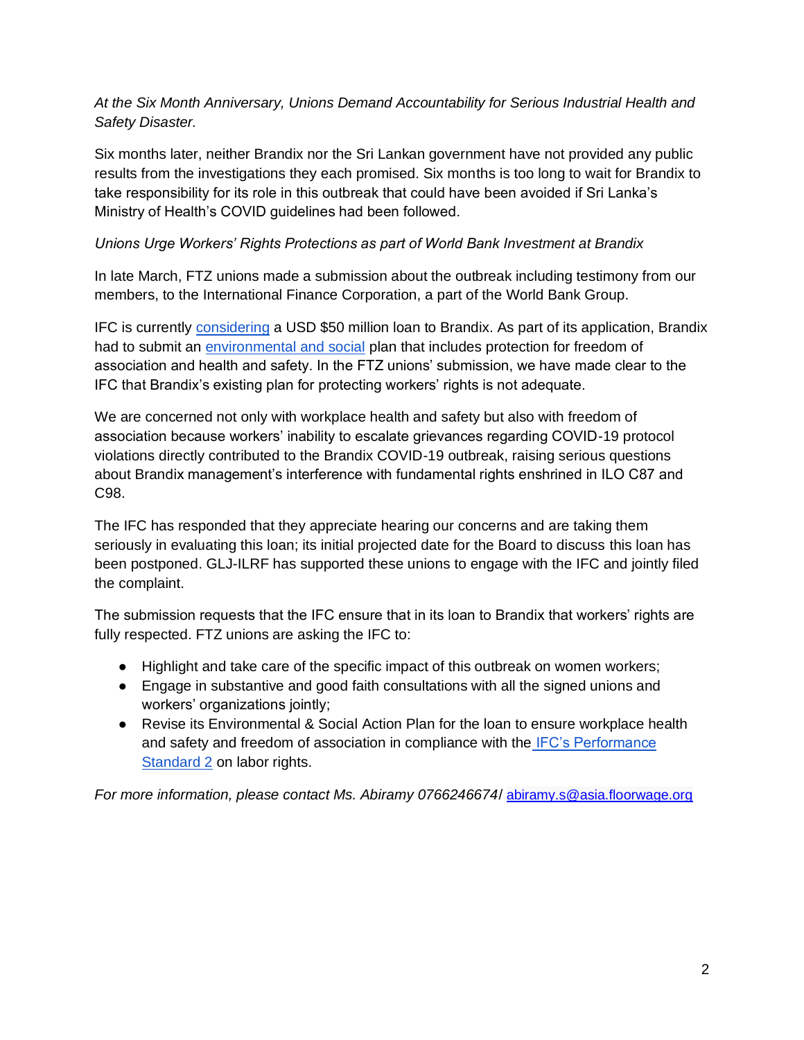*At the Six Month Anniversary, Unions Demand Accountability for Serious Industrial Health and Safety Disaster.*

Six months later, neither Brandix nor the Sri Lankan government have not provided any public results from the investigations they each promised. Six months is too long to wait for Brandix to take responsibility for its role in this outbreak that could have been avoided if Sri Lanka's Ministry of Health's COVID guidelines had been followed.

*Unions Urge Workers' Rights Protections as part of World Bank Investment at Brandix*

In late March, FTZ unions made a submission about the outbreak including testimony from our members, to the International Finance Corporation, a part of the World Bank Group.

IFC is currently considering a USD $50 million loan to Brandix. As part of its application, Brandix had to submit an environmental and social plan that includes protection for freedom of association and health and safety. In the FTZ unions' submission, we have made clear to the IFC that Brandix's existing plan for protecting workers' rights is not adequate.

We are concerned not only with workplace health and safety but also with freedom of association because workers' inability to escalate grievances regarding COVID-19 protocol violations directly contributed to the Brandix COVID-19 outbreak, raising serious questions about Brandix management's interference with fundamental rights enshrined in ILO C87 and C98.

The IFC has responded that they appreciate hearing our concerns and are taking them seriously in evaluating this loan; its initial projected date for the Board to discuss this loan has been postponed. GLJ-ILRF has supported these unions to engage with the IFC and jointly filed the complaint.

The submission requests that the IFC ensure that in its loan to Brandix that workers' rights are fully respected. FTZ unions are asking the IFC to:

- Highlight and take care of the specific impact of this outbreak on women workers;
- Engage in substantive and good faith consultations with all the signed unions and workers' organizations jointly;
- Revise its Environmental & Social Action Plan for the loan to ensure workplace health and safety and freedom of association in compliance with the IFC's Performance Standard 2 on labor rights.

*For more information, please contact Ms. Abiramy 0766246674/* abiramy.s@asia.floorwage.org